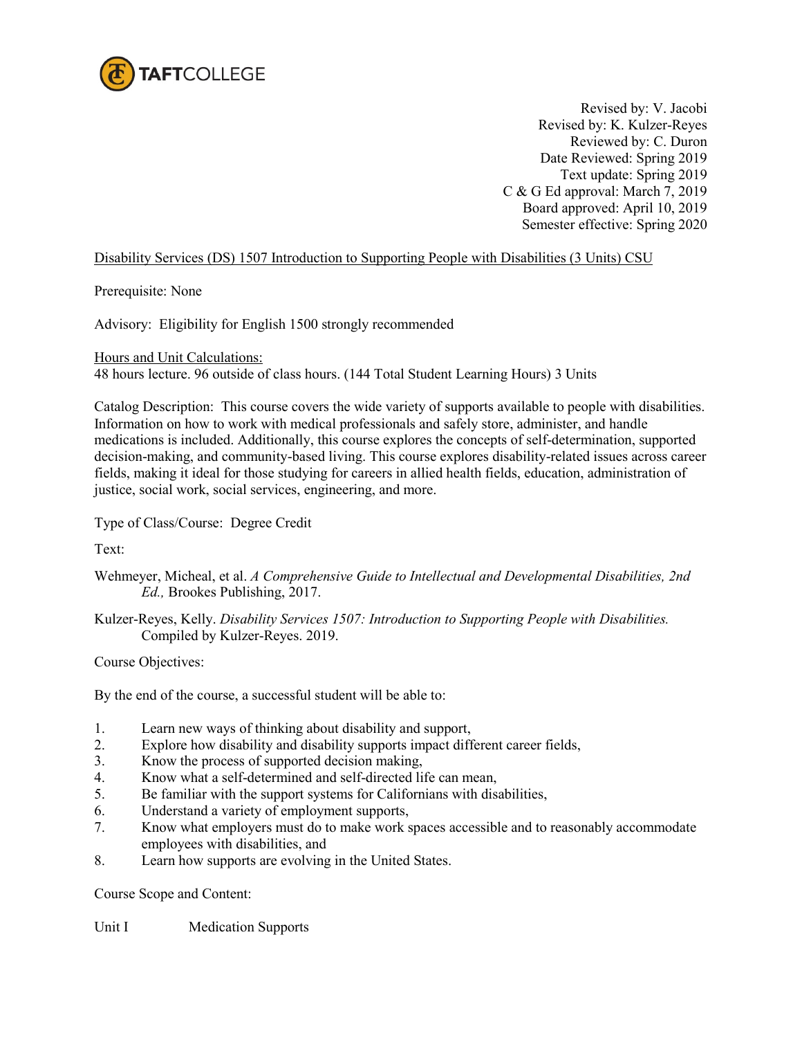Revised by: V. Jacobi
Revised by: K. Kulzer-Reyes
Reviewed by: C. Duron
Date Reviewed: Spring 2019
Text update: Spring 2019
C & G Ed approval: March 7, 2019
Board approved: April 10, 2019
Semester effective: Spring 2020

Disability Services (DS) 1507 Introduction to Supporting People with Disabilities (3 Units) CSU

Prerequisite: None

Advisory: Eligibility for English 1500 strongly recommended

Hours and Unit Calculations:
48 hours lecture. 96 outside of class hours. (144 Total Student Learning Hours) 3 Units

Catalog Description: This course covers the wide variety of supports available to people with disabilities. Information on how to work with medical professionals and safely store, administer, and handle medications is included. Additionally, this course explores the concepts of self-determination, supported decision-making, and community-based living. This course explores disability-related issues across career fields, making it ideal for those studying for careers in allied health fields, education, administration of justice, social work, social services, engineering, and more.

Type of Class/Course: Degree Credit

Text:

Wehmeyer, Micheal, et al. *A Comprehensive Guide to Intellectual and Developmental Disabilities, 2nd Ed.,* Brookes Publishing, 2017.

Kulzer-Reyes, Kelly. *Disability Services 1507: Introduction to Supporting People with Disabilities.* Compiled by Kulzer-Reyes. 2019.

Course Objectives:

By the end of the course, a successful student will be able to:

1. Learn new ways of thinking about disability and support,
2. Explore how disability and disability supports impact different career fields,
3. Know the process of supported decision making,
4. Know what a self-determined and self-directed life can mean,
5. Be familiar with the support systems for Californians with disabilities,
6. Understand a variety of employment supports,
7. Know what employers must do to make work spaces accessible and to reasonably accommodate employees with disabilities, and
8. Learn how supports are evolving in the United States.

Course Scope and Content:

Unit I Medication Supports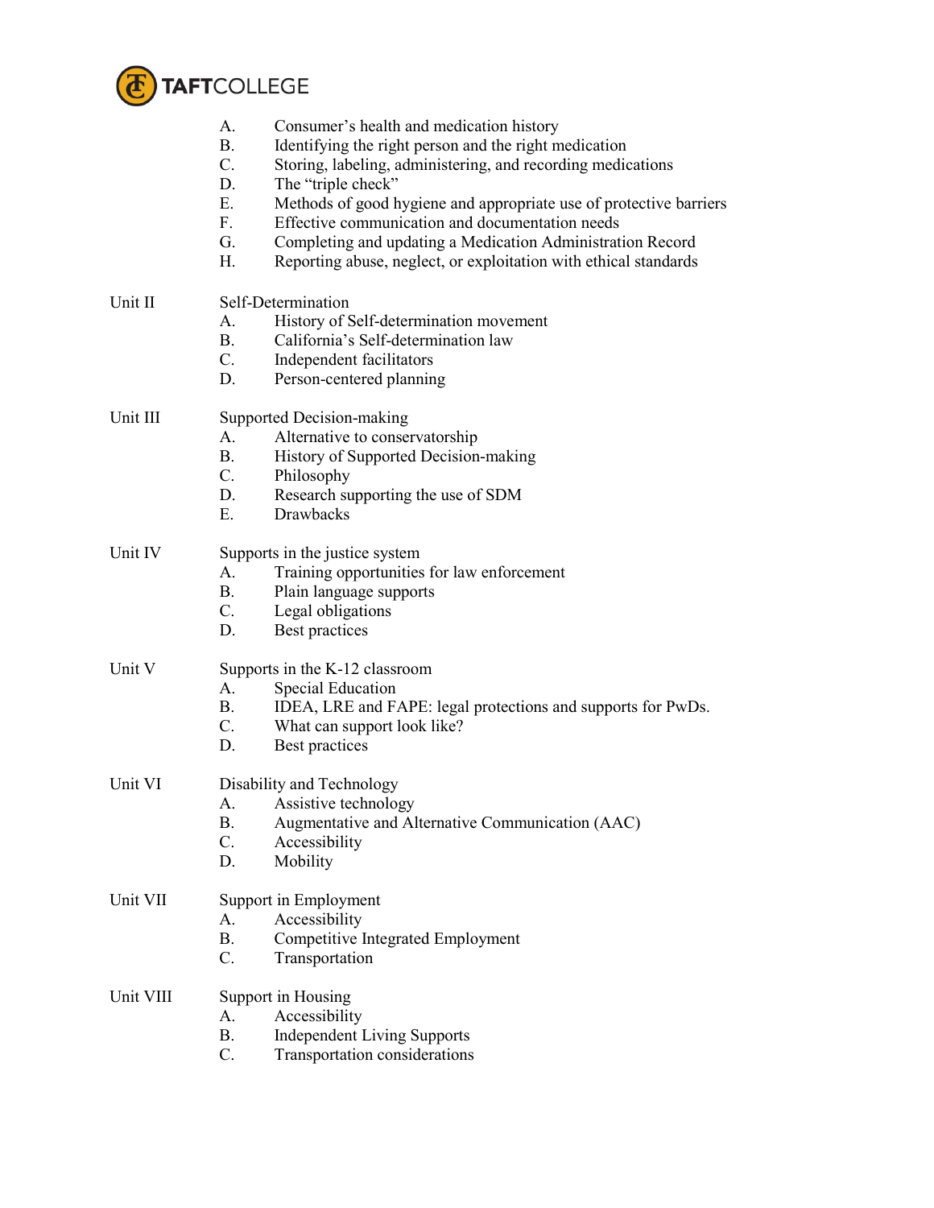A. Consumer's health and medication history
B. Identifying the right person and the right medication
C. Storing, labeling, administering, and recording medications
D. The "triple check"
E. Methods of good hygiene and appropriate use of protective barriers
F. Effective communication and documentation needs
G. Completing and updating a Medication Administration Record
H. Reporting abuse, neglect, or exploitation with ethical standards

Unit II Self-Determination

A. History of Self-determination movement
B. California's Self-determination law
C. Independent facilitators
D. Person-centered planning

Unit III Supported Decision-making

A. Alternative to conservatorship
B. History of Supported Decision-making
C. Philosophy
D. Research supporting the use of SDM
E. Drawbacks

Unit IV Supports in the justice system

A. Training opportunities for law enforcement
B. Plain language supports
C. Legal obligations
D. Best practices

Unit V Supports in the K-12 classroom

A. Special Education
B. IDEA, LRE and FAPE: legal protections and supports for PwDs.
C. What can support look like?
D. Best practices

Unit VI Disability and Technology

A. Assistive technology
B. Augmentative and Alternative Communication (AAC)
C. Accessibility
D. Mobility

Unit VII Support in Employment

A. Accessibility
B. Competitive Integrated Employment
C. Transportation

Unit VIII Support in Housing

A. Accessibility
B. Independent Living Supports
C. Transportation considerations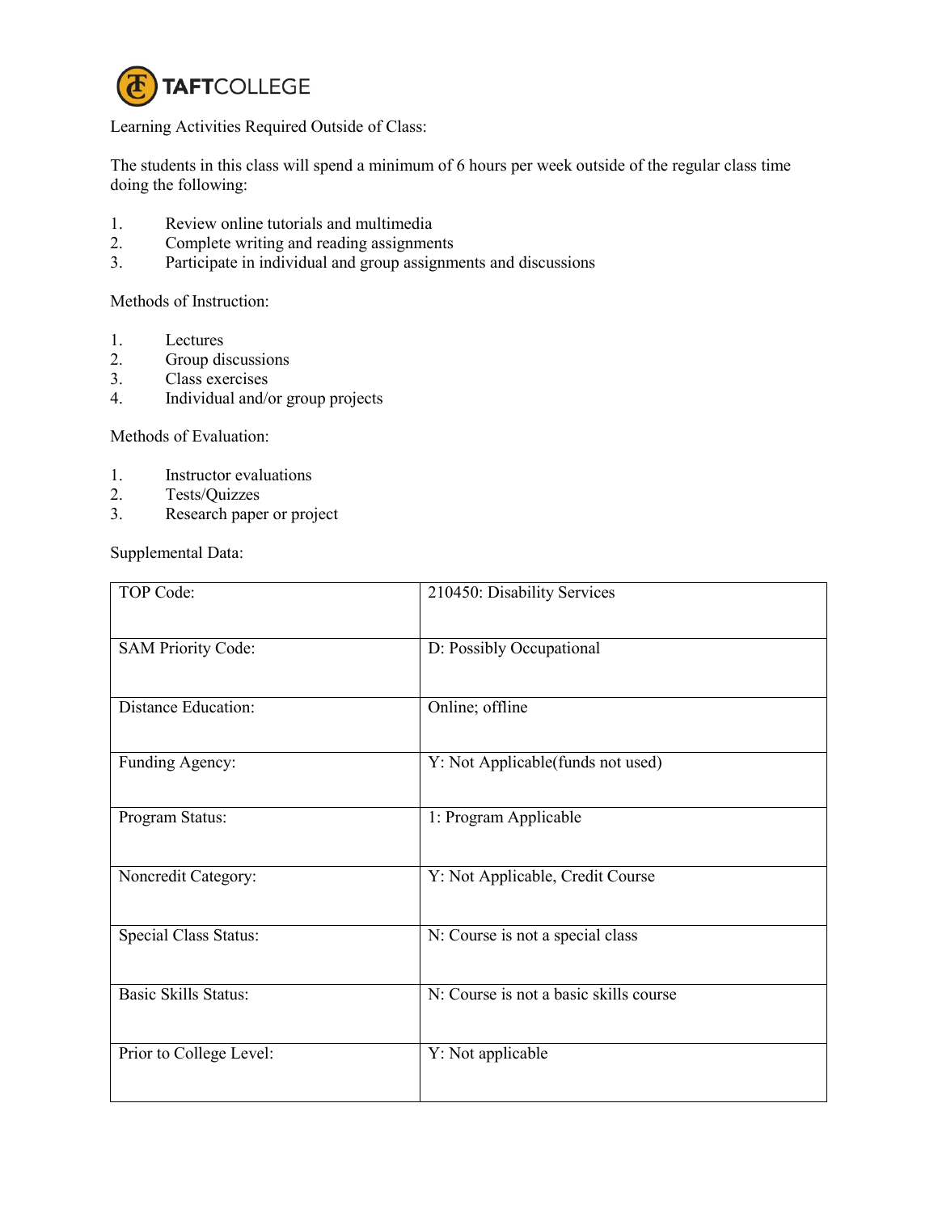Learning Activities Required Outside of Class:

The students in this class will spend a minimum of 6 hours per week outside of the regular class time doing the following:

1. Review online tutorials and multimedia
2. Complete writing and reading assignments
3. Participate in individual and group assignments and discussions

Methods of Instruction:

1. Lectures
2. Group discussions
3. Class exercises
4. Individual and/or group projects

Methods of Evaluation:

1. Instructor evaluations
2. Tests/Quizzes
3. Research paper or project

Supplemental Data:

| | |
|---|---|
| TOP Code: | 210450: Disability Services |
| SAM Priority Code: | D: Possibly Occupational |
| Distance Education: | Online; offline |
| Funding Agency: | Y: Not Applicable(funds not used) |
| Program Status: | 1: Program Applicable |
| Noncredit Category: | Y: Not Applicable, Credit Course |
| Special Class Status: | N: Course is not a special class |
| Basic Skills Status: | N: Course is not a basic skills course |
| Prior to College Level: | Y: Not applicable |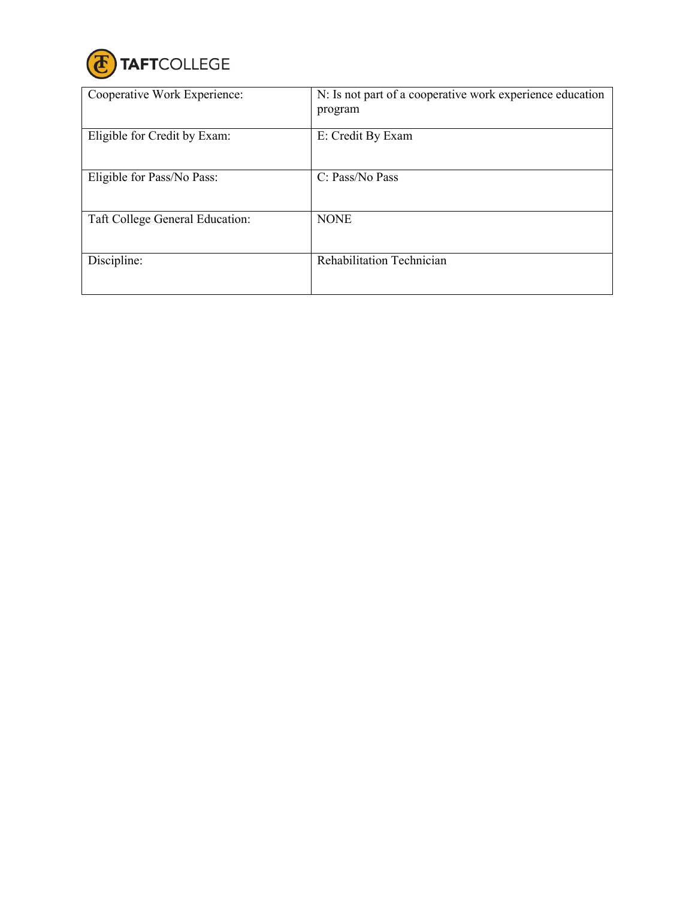| | |
|---|---|
| Cooperative Work Experience: | N: Is not part of a cooperative work experience education program |
| Eligible for Credit by Exam: | E: Credit By Exam |
| Eligible for Pass/No Pass: | C: Pass/No Pass |
| Taft College General Education: | NONE |
| Discipline: | Rehabilitation Technician |